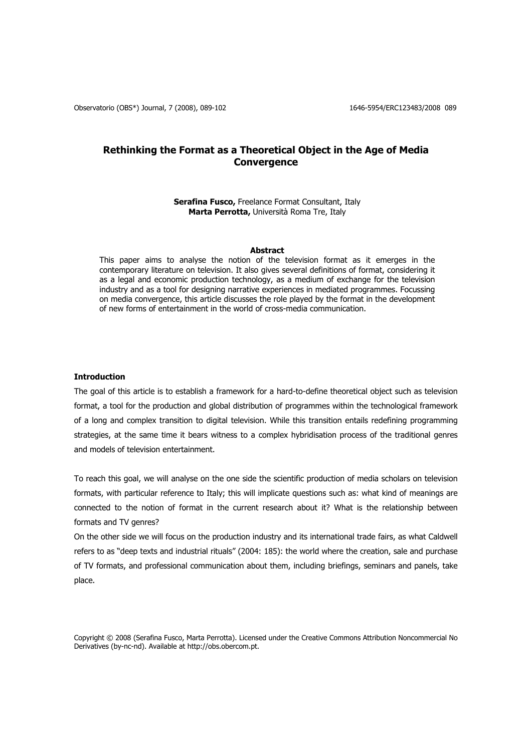# Rethinking the Format as a Theoretical Object in the Age of Media Convergence

**Serafina Fusco,** Freelance Format Consultant, Italy
**Marta Perrotta,** Università Roma Tre, Italy

**Abstract**

This paper aims to analyse the notion of the television format as it emerges in the contemporary literature on television. It also gives several definitions of format, considering it as a legal and economic production technology, as a medium of exchange for the television industry and as a tool for designing narrative experiences in mediated programmes. Focussing on media convergence, this article discusses the role played by the format in the development of new forms of entertainment in the world of cross-media communication.

## Introduction

The goal of this article is to establish a framework for a hard-to-define theoretical object such as television format, a tool for the production and global distribution of programmes within the technological framework of a long and complex transition to digital television. While this transition entails redefining programming strategies, at the same time it bears witness to a complex hybridisation process of the traditional genres and models of television entertainment.

To reach this goal, we will analyse on the one side the scientific production of media scholars on television formats, with particular reference to Italy; this will implicate questions such as: what kind of meanings are connected to the notion of format in the current research about it? What is the relationship between formats and TV genres?

On the other side we will focus on the production industry and its international trade fairs, as what Caldwell refers to as "deep texts and industrial rituals" (2004: 185): the world where the creation, sale and purchase of TV formats, and professional communication about them, including briefings, seminars and panels, take place.

Copyright © 2008 (Serafina Fusco, Marta Perrotta). Licensed under the Creative Commons Attribution Noncommercial No Derivatives (by-nc-nd). Available at http://obs.obercom.pt.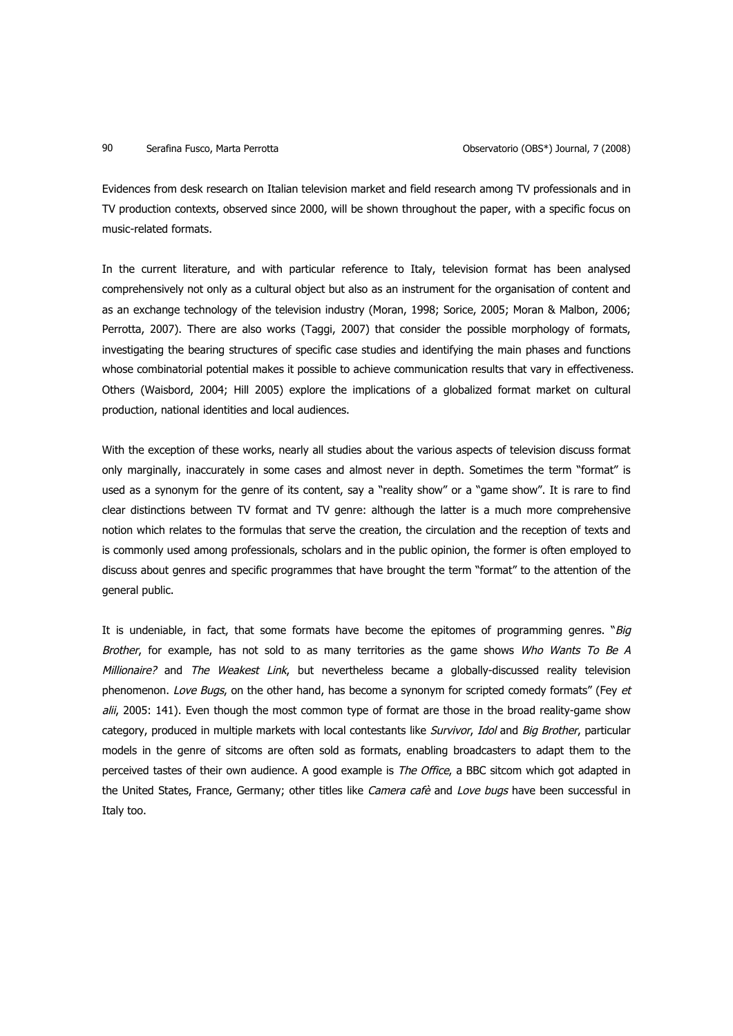Evidences from desk research on Italian television market and field research among TV professionals and in TV production contexts, observed since 2000, will be shown throughout the paper, with a specific focus on music-related formats.

In the current literature, and with particular reference to Italy, television format has been analysed comprehensively not only as a cultural object but also as an instrument for the organisation of content and as an exchange technology of the television industry (Moran, 1998; Sorice, 2005; Moran & Malbon, 2006; Perrotta, 2007). There are also works (Taggi, 2007) that consider the possible morphology of formats, investigating the bearing structures of specific case studies and identifying the main phases and functions whose combinatorial potential makes it possible to achieve communication results that vary in effectiveness. Others (Waisbord, 2004; Hill 2005) explore the implications of a globalized format market on cultural production, national identities and local audiences.

With the exception of these works, nearly all studies about the various aspects of television discuss format only marginally, inaccurately in some cases and almost never in depth. Sometimes the term "format" is used as a synonym for the genre of its content, say a "reality show" or a "game show". It is rare to find clear distinctions between TV format and TV genre: although the latter is a much more comprehensive notion which relates to the formulas that serve the creation, the circulation and the reception of texts and is commonly used among professionals, scholars and in the public opinion, the former is often employed to discuss about genres and specific programmes that have brought the term "format" to the attention of the general public.

It is undeniable, in fact, that some formats have become the epitomes of programming genres. "*Big Brother*, for example, has not sold to as many territories as the game shows *Who Wants To Be A Millionaire?* and *The Weakest Link*, but nevertheless became a globally-discussed reality television phenomenon. *Love Bugs*, on the other hand, has become a synonym for scripted comedy formats" (Fey *et alii*, 2005: 141). Even though the most common type of format are those in the broad reality-game show category, produced in multiple markets with local contestants like *Survivor*, *Idol* and *Big Brother*, particular models in the genre of sitcoms are often sold as formats, enabling broadcasters to adapt them to the perceived tastes of their own audience. A good example is *The Office*, a BBC sitcom which got adapted in the United States, France, Germany; other titles like *Camera cafè* and *Love bugs* have been successful in Italy too.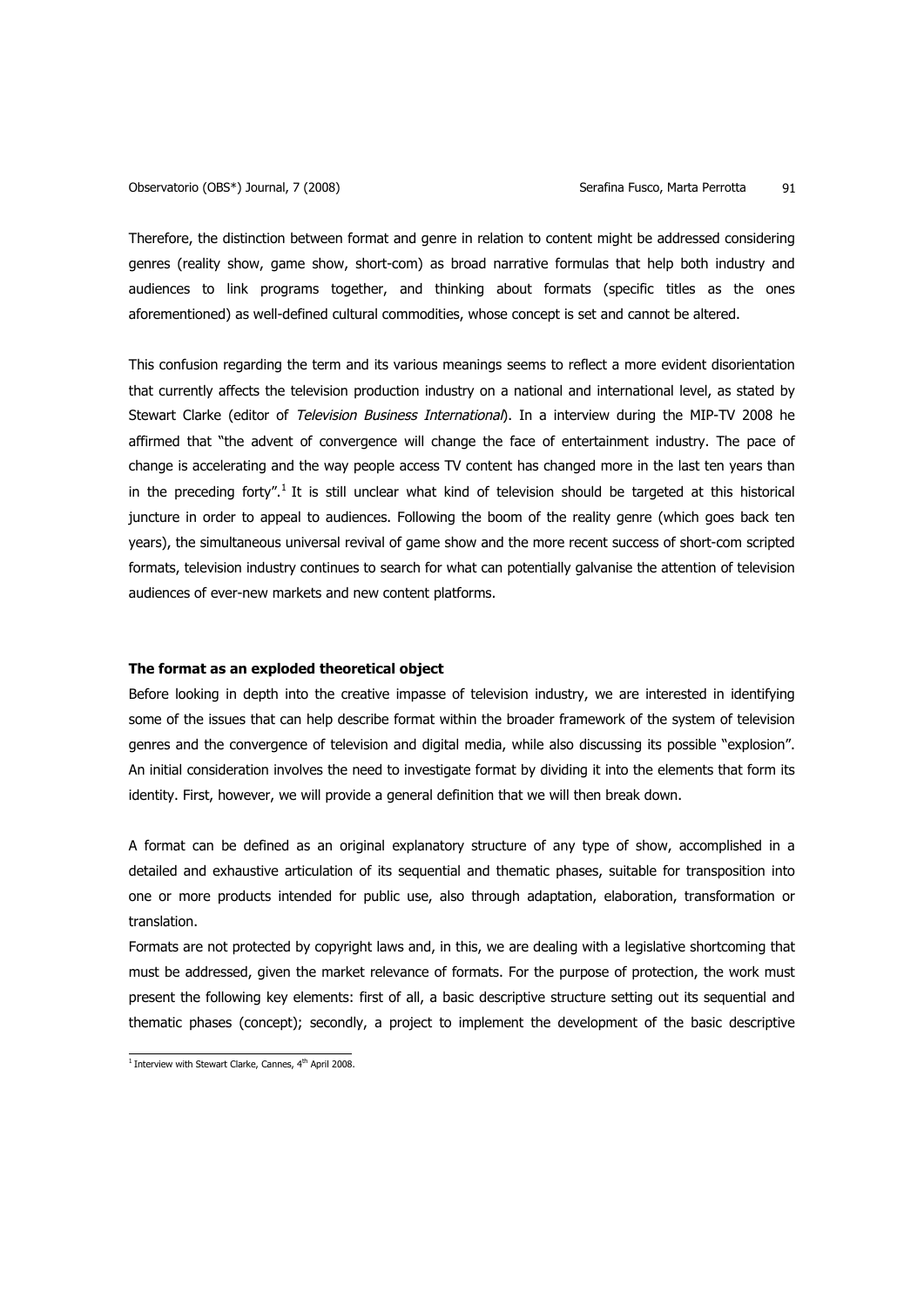Therefore, the distinction between format and genre in relation to content might be addressed considering genres (reality show, game show, short-com) as broad narrative formulas that help both industry and audiences to link programs together, and thinking about formats (specific titles as the ones aforementioned) as well-defined cultural commodities, whose concept is set and cannot be altered.

This confusion regarding the term and its various meanings seems to reflect a more evident disorientation that currently affects the television production industry on a national and international level, as stated by Stewart Clarke (editor of *Television Business International*). In a interview during the MIP-TV 2008 he affirmed that "the advent of convergence will change the face of entertainment industry. The pace of change is accelerating and the way people access TV content has changed more in the last ten years than in the preceding forty".[1] It is still unclear what kind of television should be targeted at this historical juncture in order to appeal to audiences. Following the boom of the reality genre (which goes back ten years), the simultaneous universal revival of game show and the more recent success of short-com scripted formats, television industry continues to search for what can potentially galvanise the attention of television audiences of ever-new markets and new content platforms.

### The format as an exploded theoretical object

Before looking in depth into the creative impasse of television industry, we are interested in identifying some of the issues that can help describe format within the broader framework of the system of television genres and the convergence of television and digital media, while also discussing its possible "explosion". An initial consideration involves the need to investigate format by dividing it into the elements that form its identity. First, however, we will provide a general definition that we will then break down.

A format can be defined as an original explanatory structure of any type of show, accomplished in a detailed and exhaustive articulation of its sequential and thematic phases, suitable for transposition into one or more products intended for public use, also through adaptation, elaboration, transformation or translation.

Formats are not protected by copyright laws and, in this, we are dealing with a legislative shortcoming that must be addressed, given the market relevance of formats. For the purpose of protection, the work must present the following key elements: first of all, a basic descriptive structure setting out its sequential and thematic phases (concept); secondly, a project to implement the development of the basic descriptive

[1] Interview with Stewart Clarke, Cannes, 4th April 2008.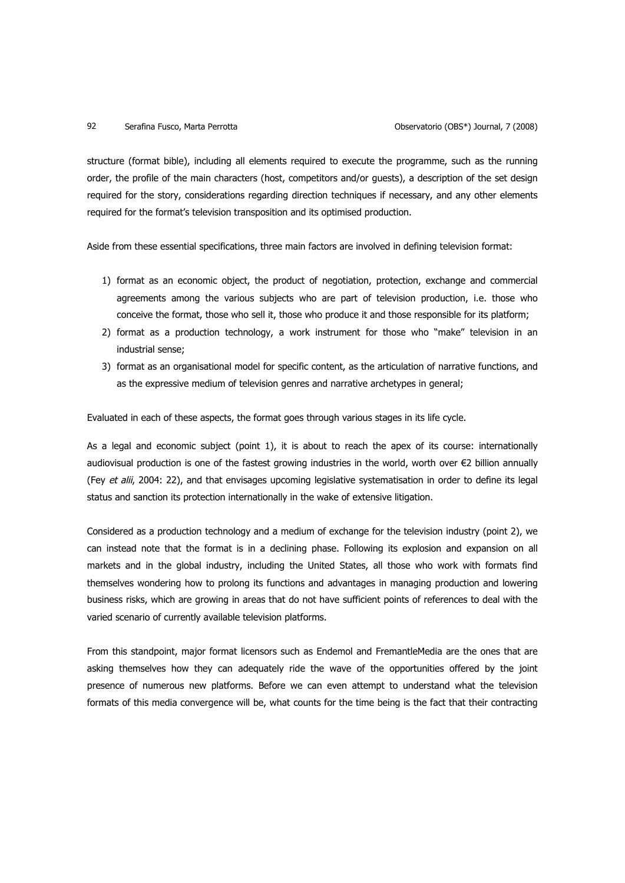structure (format bible), including all elements required to execute the programme, such as the running order, the profile of the main characters (host, competitors and/or guests), a description of the set design required for the story, considerations regarding direction techniques if necessary, and any other elements required for the format's television transposition and its optimised production.

Aside from these essential specifications, three main factors are involved in defining television format:

1) format as an economic object, the product of negotiation, protection, exchange and commercial agreements among the various subjects who are part of television production, i.e. those who conceive the format, those who sell it, those who produce it and those responsible for its platform;
2) format as a production technology, a work instrument for those who "make" television in an industrial sense;
3) format as an organisational model for specific content, as the articulation of narrative functions, and as the expressive medium of television genres and narrative archetypes in general;

Evaluated in each of these aspects, the format goes through various stages in its life cycle.

As a legal and economic subject (point 1), it is about to reach the apex of its course: internationally audiovisual production is one of the fastest growing industries in the world, worth over €2 billion annually (Fey *et alii*, 2004: 22), and that envisages upcoming legislative systematisation in order to define its legal status and sanction its protection internationally in the wake of extensive litigation.

Considered as a production technology and a medium of exchange for the television industry (point 2), we can instead note that the format is in a declining phase. Following its explosion and expansion on all markets and in the global industry, including the United States, all those who work with formats find themselves wondering how to prolong its functions and advantages in managing production and lowering business risks, which are growing in areas that do not have sufficient points of references to deal with the varied scenario of currently available television platforms.

From this standpoint, major format licensors such as Endemol and FremantleMedia are the ones that are asking themselves how they can adequately ride the wave of the opportunities offered by the joint presence of numerous new platforms. Before we can even attempt to understand what the television formats of this media convergence will be, what counts for the time being is the fact that their contracting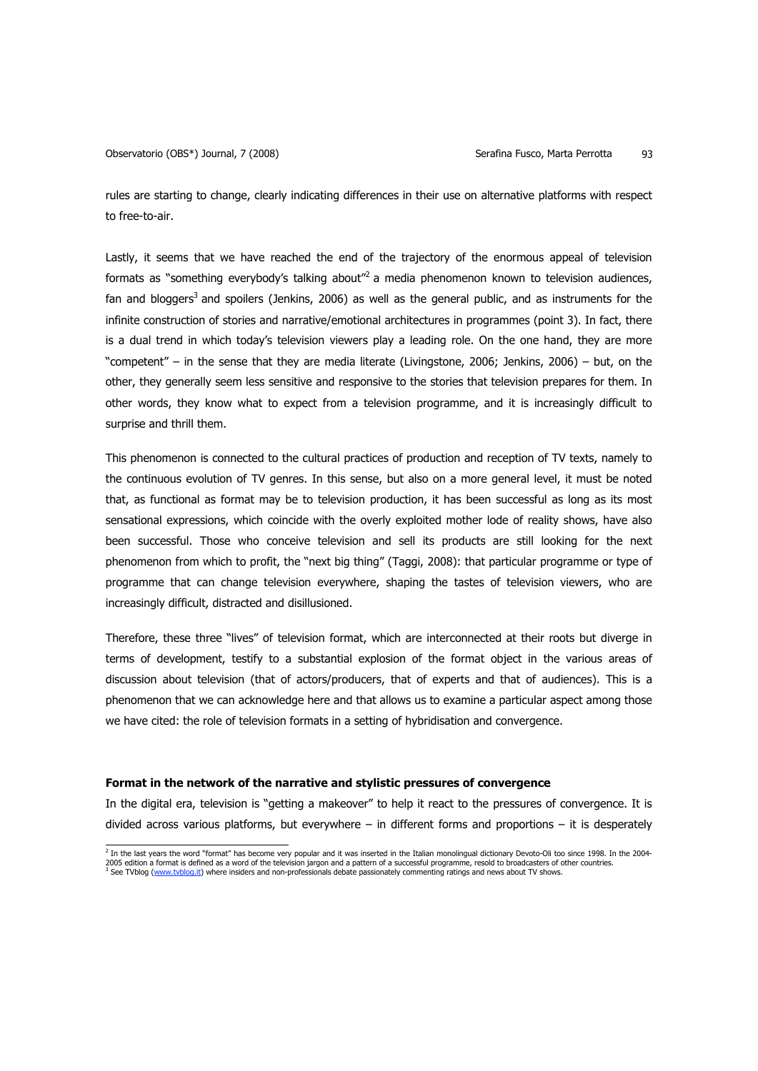rules are starting to change, clearly indicating differences in their use on alternative platforms with respect to free-to-air.

Lastly, it seems that we have reached the end of the trajectory of the enormous appeal of television formats as "something everybody's talking about"[2] a media phenomenon known to television audiences, fan and bloggers[3] and spoilers (Jenkins, 2006) as well as the general public, and as instruments for the infinite construction of stories and narrative/emotional architectures in programmes (point 3). In fact, there is a dual trend in which today's television viewers play a leading role. On the one hand, they are more "competent" – in the sense that they are media literate (Livingstone, 2006; Jenkins, 2006) – but, on the other, they generally seem less sensitive and responsive to the stories that television prepares for them. In other words, they know what to expect from a television programme, and it is increasingly difficult to surprise and thrill them.

This phenomenon is connected to the cultural practices of production and reception of TV texts, namely to the continuous evolution of TV genres. In this sense, but also on a more general level, it must be noted that, as functional as format may be to television production, it has been successful as long as its most sensational expressions, which coincide with the overly exploited mother lode of reality shows, have also been successful. Those who conceive television and sell its products are still looking for the next phenomenon from which to profit, the "next big thing" (Taggi, 2008): that particular programme or type of programme that can change television everywhere, shaping the tastes of television viewers, who are increasingly difficult, distracted and disillusioned.

Therefore, these three "lives" of television format, which are interconnected at their roots but diverge in terms of development, testify to a substantial explosion of the format object in the various areas of discussion about television (that of actors/producers, that of experts and that of audiences). This is a phenomenon that we can acknowledge here and that allows us to examine a particular aspect among those we have cited: the role of television formats in a setting of hybridisation and convergence.

**Format in the network of the narrative and stylistic pressures of convergence**

In the digital era, television is "getting a makeover" to help it react to the pressures of convergence. It is divided across various platforms, but everywhere – in different forms and proportions – it is desperately

[2] In the last years the word "format" has become very popular and it was inserted in the Italian monolingual dictionary Devoto-Oli too since 1998. In the 2004-2005 edition a format is defined as a word of the television jargon and a pattern of a successful programme, resold to broadcasters of other countries.

[3] See TVblog (www.tvblog.it) where insiders and non-professionals debate passionately commenting ratings and news about TV shows.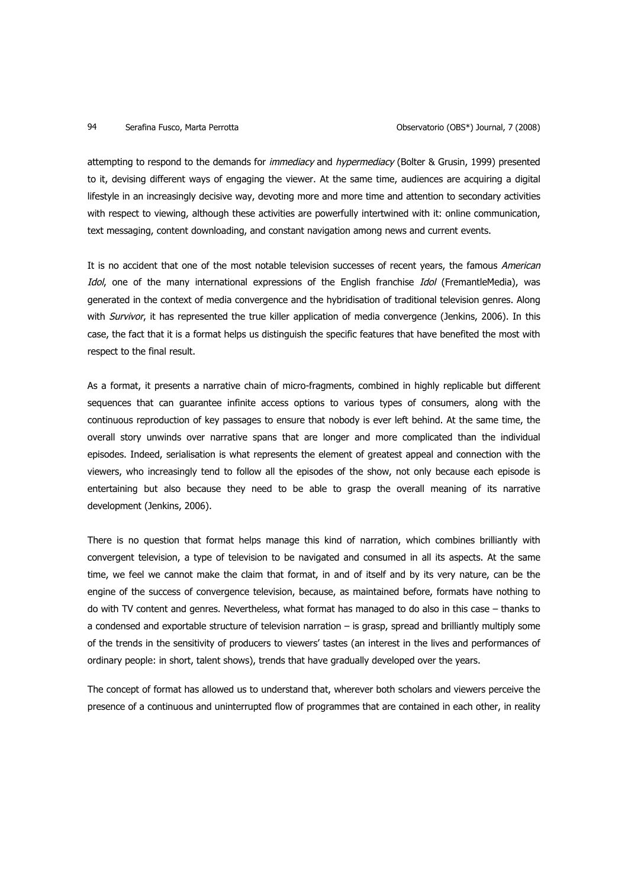attempting to respond to the demands for *immediacy* and *hypermediacy* (Bolter & Grusin, 1999) presented to it, devising different ways of engaging the viewer. At the same time, audiences are acquiring a digital lifestyle in an increasingly decisive way, devoting more and more time and attention to secondary activities with respect to viewing, although these activities are powerfully intertwined with it: online communication, text messaging, content downloading, and constant navigation among news and current events.

It is no accident that one of the most notable television successes of recent years, the famous *American Idol*, one of the many international expressions of the English franchise *Idol* (FremantleMedia), was generated in the context of media convergence and the hybridisation of traditional television genres. Along with *Survivor*, it has represented the true killer application of media convergence (Jenkins, 2006). In this case, the fact that it is a format helps us distinguish the specific features that have benefited the most with respect to the final result.

As a format, it presents a narrative chain of micro-fragments, combined in highly replicable but different sequences that can guarantee infinite access options to various types of consumers, along with the continuous reproduction of key passages to ensure that nobody is ever left behind. At the same time, the overall story unwinds over narrative spans that are longer and more complicated than the individual episodes. Indeed, serialisation is what represents the element of greatest appeal and connection with the viewers, who increasingly tend to follow all the episodes of the show, not only because each episode is entertaining but also because they need to be able to grasp the overall meaning of its narrative development (Jenkins, 2006).

There is no question that format helps manage this kind of narration, which combines brilliantly with convergent television, a type of television to be navigated and consumed in all its aspects. At the same time, we feel we cannot make the claim that format, in and of itself and by its very nature, can be the engine of the success of convergence television, because, as maintained before, formats have nothing to do with TV content and genres. Nevertheless, what format has managed to do also in this case – thanks to a condensed and exportable structure of television narration – is grasp, spread and brilliantly multiply some of the trends in the sensitivity of producers to viewers' tastes (an interest in the lives and performances of ordinary people: in short, talent shows), trends that have gradually developed over the years.

The concept of format has allowed us to understand that, wherever both scholars and viewers perceive the presence of a continuous and uninterrupted flow of programmes that are contained in each other, in reality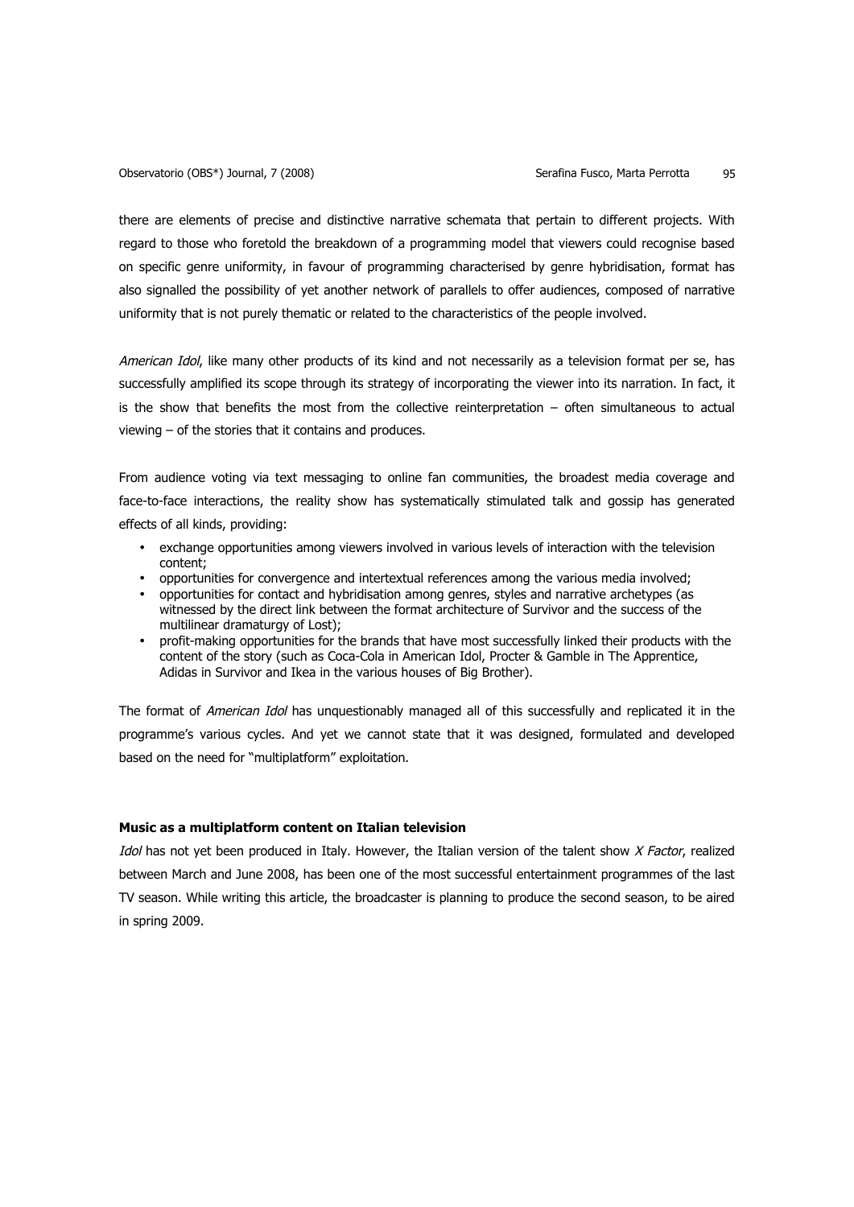there are elements of precise and distinctive narrative schemata that pertain to different projects. With regard to those who foretold the breakdown of a programming model that viewers could recognise based on specific genre uniformity, in favour of programming characterised by genre hybridisation, format has also signalled the possibility of yet another network of parallels to offer audiences, composed of narrative uniformity that is not purely thematic or related to the characteristics of the people involved.

*American Idol*, like many other products of its kind and not necessarily as a television format per se, has successfully amplified its scope through its strategy of incorporating the viewer into its narration. In fact, it is the show that benefits the most from the collective reinterpretation – often simultaneous to actual viewing – of the stories that it contains and produces.

From audience voting via text messaging to online fan communities, the broadest media coverage and face-to-face interactions, the reality show has systematically stimulated talk and gossip has generated effects of all kinds, providing:

- exchange opportunities among viewers involved in various levels of interaction with the television content;
- opportunities for convergence and intertextual references among the various media involved;
- opportunities for contact and hybridisation among genres, styles and narrative archetypes (as witnessed by the direct link between the format architecture of Survivor and the success of the multilinear dramaturgy of Lost);
- profit-making opportunities for the brands that have most successfully linked their products with the content of the story (such as Coca-Cola in American Idol, Procter & Gamble in The Apprentice, Adidas in Survivor and Ikea in the various houses of Big Brother).

The format of *American Idol* has unquestionably managed all of this successfully and replicated it in the programme's various cycles. And yet we cannot state that it was designed, formulated and developed based on the need for "multiplatform" exploitation.

### Music as a multiplatform content on Italian television

*Idol* has not yet been produced in Italy. However, the Italian version of the talent show *X Factor*, realized between March and June 2008, has been one of the most successful entertainment programmes of the last TV season. While writing this article, the broadcaster is planning to produce the second season, to be aired in spring 2009.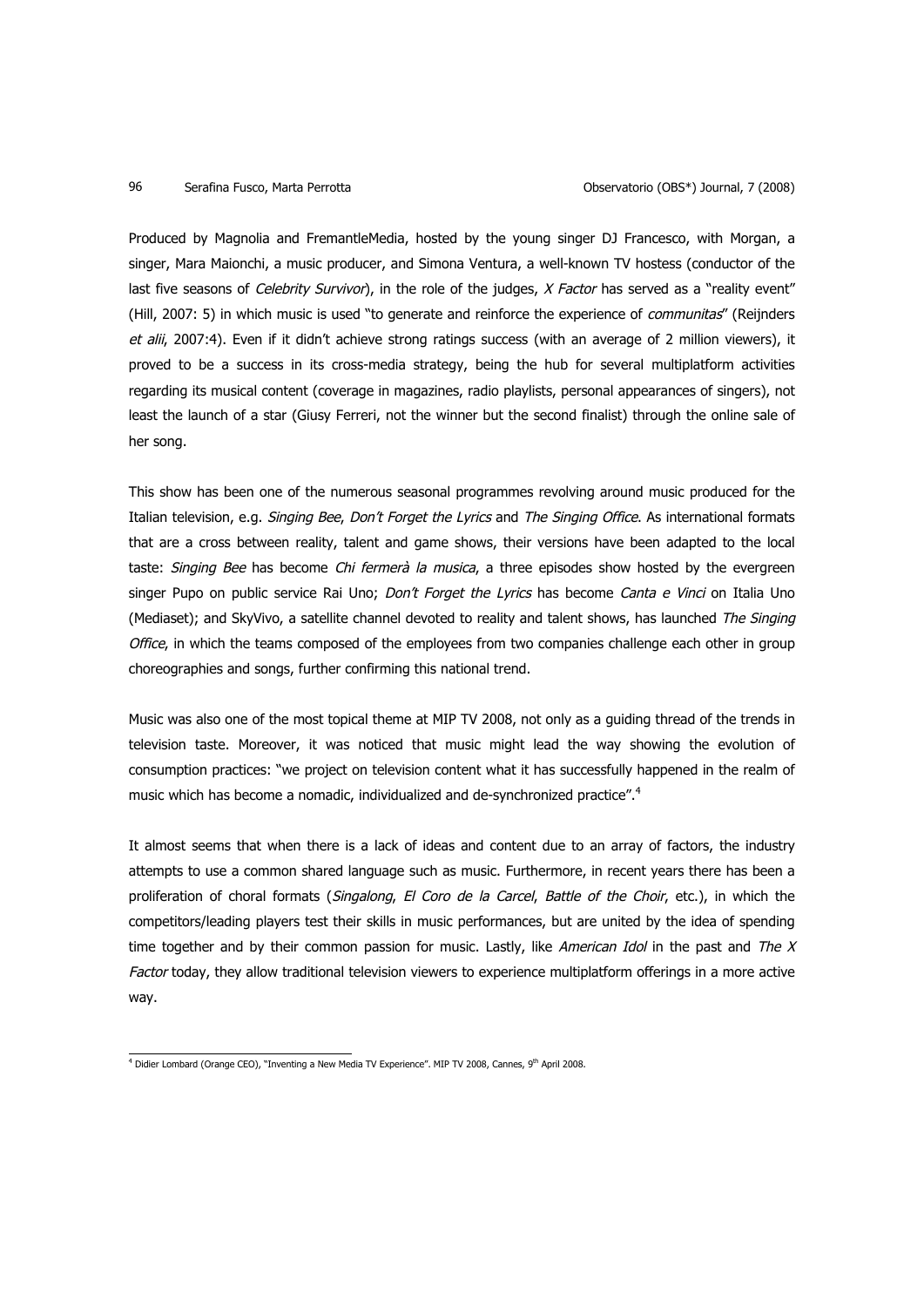Produced by Magnolia and FremantleMedia, hosted by the young singer DJ Francesco, with Morgan, a singer, Mara Maionchi, a music producer, and Simona Ventura, a well-known TV hostess (conductor of the last five seasons of *Celebrity Survivor*), in the role of the judges, *X Factor* has served as a "reality event" (Hill, 2007: 5) in which music is used "to generate and reinforce the experience of *communitas*" (Reijnders *et alii*, 2007:4). Even if it didn't achieve strong ratings success (with an average of 2 million viewers), it proved to be a success in its cross-media strategy, being the hub for several multiplatform activities regarding its musical content (coverage in magazines, radio playlists, personal appearances of singers), not least the launch of a star (Giusy Ferreri, not the winner but the second finalist) through the online sale of her song.

This show has been one of the numerous seasonal programmes revolving around music produced for the Italian television, e.g. *Singing Bee*, *Don't Forget the Lyrics* and *The Singing Office*. As international formats that are a cross between reality, talent and game shows, their versions have been adapted to the local taste: *Singing Bee* has become *Chi fermerà la musica*, a three episodes show hosted by the evergreen singer Pupo on public service Rai Uno; *Don't Forget the Lyrics* has become *Canta e Vinci* on Italia Uno (Mediaset); and SkyVivo, a satellite channel devoted to reality and talent shows, has launched *The Singing Office*, in which the teams composed of the employees from two companies challenge each other in group choreographies and songs, further confirming this national trend.

Music was also one of the most topical theme at MIP TV 2008, not only as a guiding thread of the trends in television taste. Moreover, it was noticed that music might lead the way showing the evolution of consumption practices: "we project on television content what it has successfully happened in the realm of music which has become a nomadic, individualized and de-synchronized practice".[4]

It almost seems that when there is a lack of ideas and content due to an array of factors, the industry attempts to use a common shared language such as music. Furthermore, in recent years there has been a proliferation of choral formats (*Singalong*, *El Coro de la Carcel*, *Battle of the Choir*, etc.), in which the competitors/leading players test their skills in music performances, but are united by the idea of spending time together and by their common passion for music. Lastly, like *American Idol* in the past and *The X Factor* today, they allow traditional television viewers to experience multiplatform offerings in a more active way.

[4] Didier Lombard (Orange CEO), "Inventing a New Media TV Experience". MIP TV 2008, Cannes, 9th April 2008.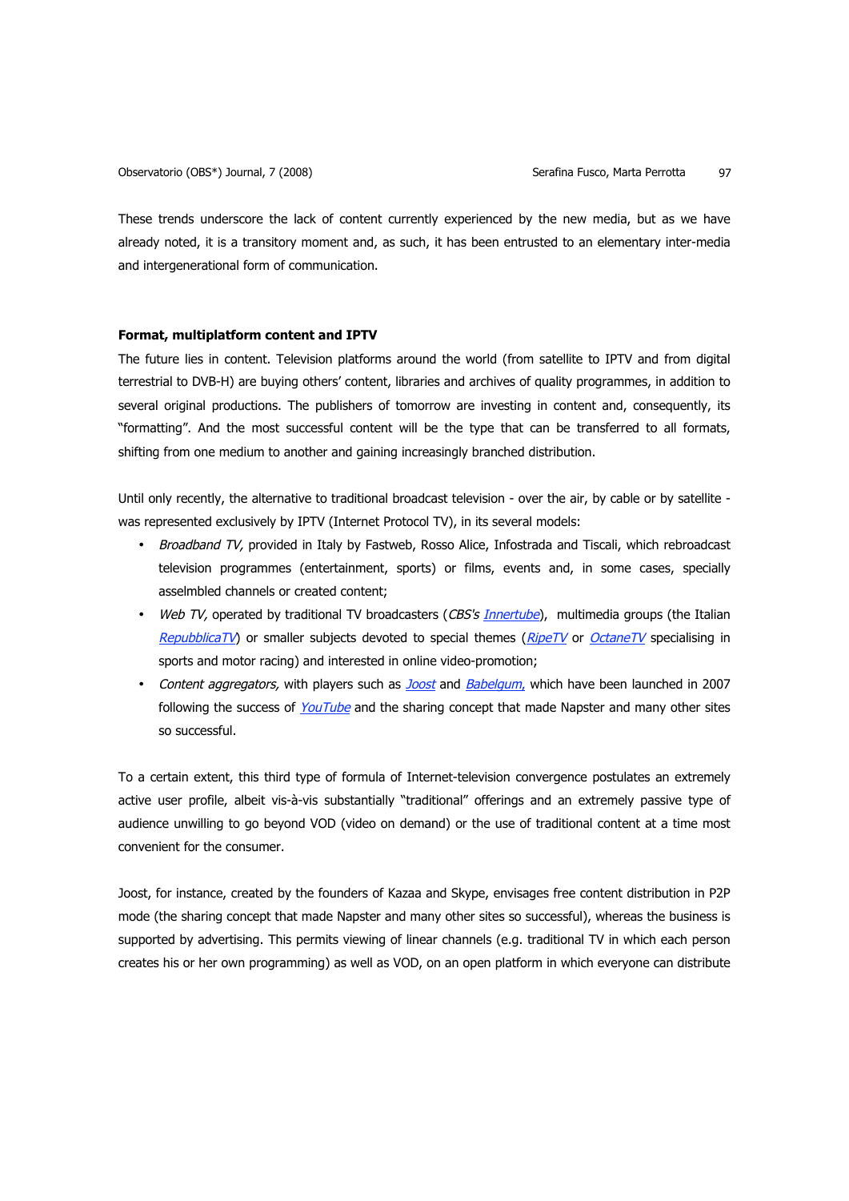These trends underscore the lack of content currently experienced by the new media, but as we have already noted, it is a transitory moment and, as such, it has been entrusted to an elementary inter-media and intergenerational form of communication.

**Format, multiplatform content and IPTV**

The future lies in content. Television platforms around the world (from satellite to IPTV and from digital terrestrial to DVB-H) are buying others' content, libraries and archives of quality programmes, in addition to several original productions. The publishers of tomorrow are investing in content and, consequently, its "formatting". And the most successful content will be the type that can be transferred to all formats, shifting from one medium to another and gaining increasingly branched distribution.

Until only recently, the alternative to traditional broadcast television - over the air, by cable or by satellite - was represented exclusively by IPTV (Internet Protocol TV), in its several models:

- *Broadband TV,* provided in Italy by Fastweb, Rosso Alice, Infostrada and Tiscali, which rebroadcast television programmes (entertainment, sports) or films, events and, in some cases, specially asselmbled channels or created content;
- *Web TV,* operated by traditional TV broadcasters (*CBS's Innertube*), multimedia groups (the Italian *RepubblicaTV*) or smaller subjects devoted to special themes (*RipeTV* or *OctaneTV* specialising in sports and motor racing) and interested in online video-promotion;
- *Content aggregators,* with players such as *Joost* and *Babelgum,* which have been launched in 2007 following the success of *YouTube* and the sharing concept that made Napster and many other sites so successful.

To a certain extent, this third type of formula of Internet-television convergence postulates an extremely active user profile, albeit vis-à-vis substantially "traditional" offerings and an extremely passive type of audience unwilling to go beyond VOD (video on demand) or the use of traditional content at a time most convenient for the consumer.

Joost, for instance, created by the founders of Kazaa and Skype, envisages free content distribution in P2P mode (the sharing concept that made Napster and many other sites so successful), whereas the business is supported by advertising. This permits viewing of linear channels (e.g. traditional TV in which each person creates his or her own programming) as well as VOD, on an open platform in which everyone can distribute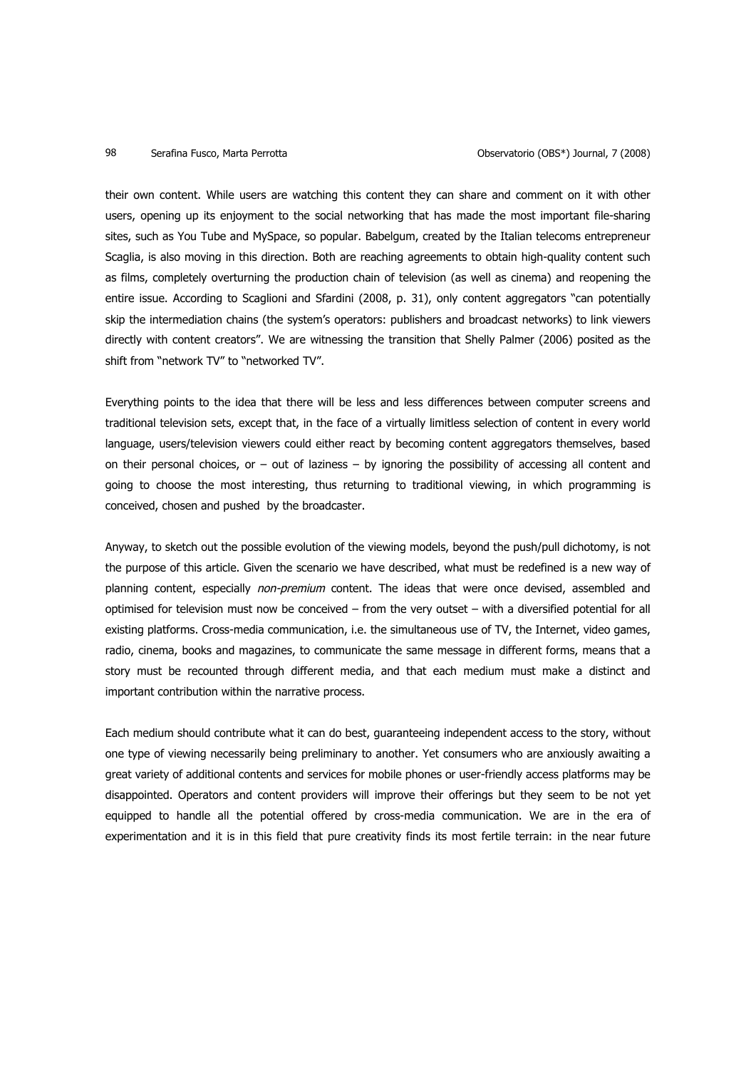their own content. While users are watching this content they can share and comment on it with other users, opening up its enjoyment to the social networking that has made the most important file-sharing sites, such as You Tube and MySpace, so popular. Babelgum, created by the Italian telecoms entrepreneur Scaglia, is also moving in this direction. Both are reaching agreements to obtain high-quality content such as films, completely overturning the production chain of television (as well as cinema) and reopening the entire issue. According to Scaglioni and Sfardini (2008, p. 31), only content aggregators "can potentially skip the intermediation chains (the system's operators: publishers and broadcast networks) to link viewers directly with content creators". We are witnessing the transition that Shelly Palmer (2006) posited as the shift from "network TV" to "networked TV".

Everything points to the idea that there will be less and less differences between computer screens and traditional television sets, except that, in the face of a virtually limitless selection of content in every world language, users/television viewers could either react by becoming content aggregators themselves, based on their personal choices, or – out of laziness – by ignoring the possibility of accessing all content and going to choose the most interesting, thus returning to traditional viewing, in which programming is conceived, chosen and pushed by the broadcaster.

Anyway, to sketch out the possible evolution of the viewing models, beyond the push/pull dichotomy, is not the purpose of this article. Given the scenario we have described, what must be redefined is a new way of planning content, especially *non-premium* content. The ideas that were once devised, assembled and optimised for television must now be conceived – from the very outset – with a diversified potential for all existing platforms. Cross-media communication, i.e. the simultaneous use of TV, the Internet, video games, radio, cinema, books and magazines, to communicate the same message in different forms, means that a story must be recounted through different media, and that each medium must make a distinct and important contribution within the narrative process.

Each medium should contribute what it can do best, guaranteeing independent access to the story, without one type of viewing necessarily being preliminary to another. Yet consumers who are anxiously awaiting a great variety of additional contents and services for mobile phones or user-friendly access platforms may be disappointed. Operators and content providers will improve their offerings but they seem to be not yet equipped to handle all the potential offered by cross-media communication. We are in the era of experimentation and it is in this field that pure creativity finds its most fertile terrain: in the near future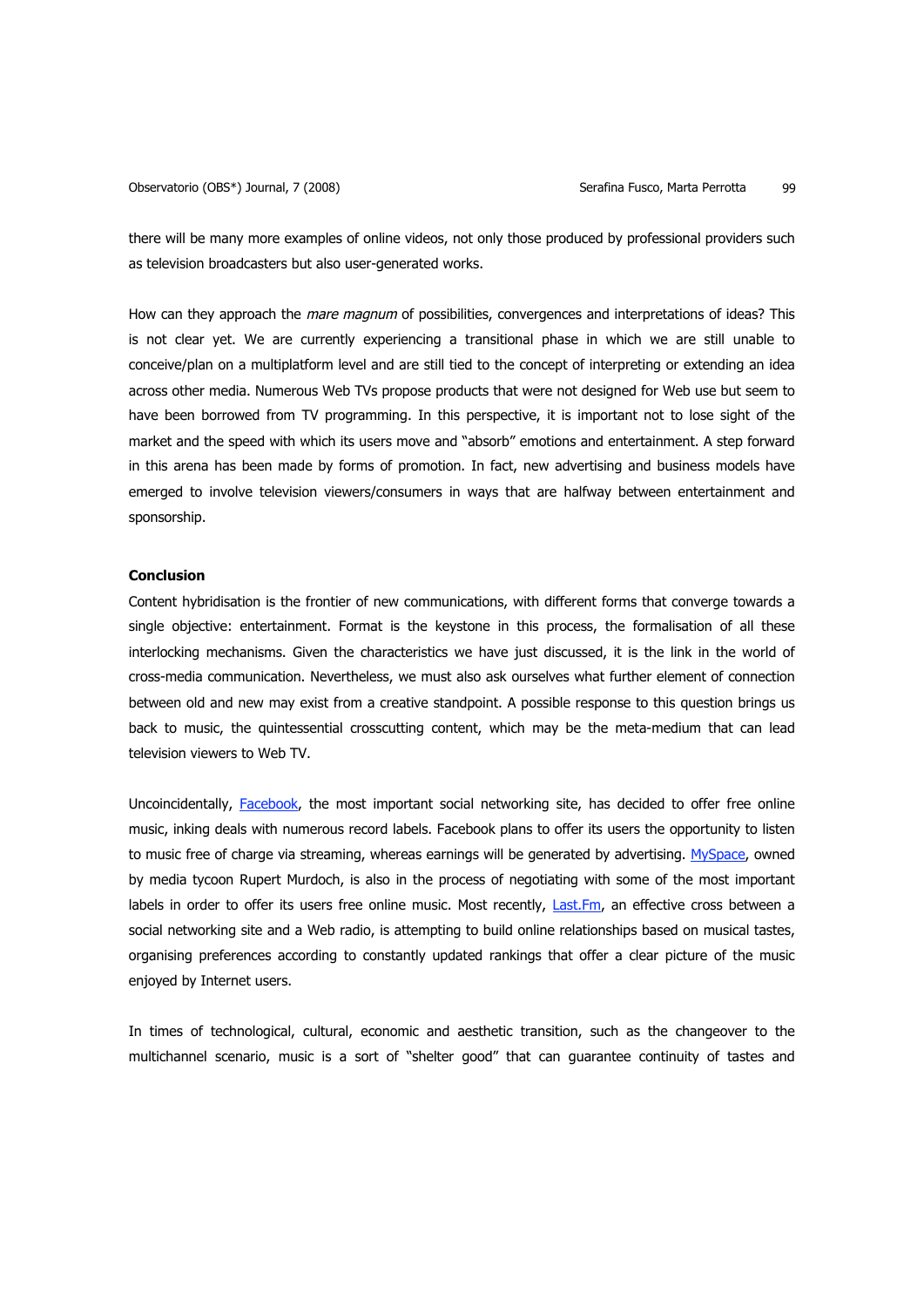there will be many more examples of online videos, not only those produced by professional providers such as television broadcasters but also user-generated works.

How can they approach the *mare magnum* of possibilities, convergences and interpretations of ideas? This is not clear yet. We are currently experiencing a transitional phase in which we are still unable to conceive/plan on a multiplatform level and are still tied to the concept of interpreting or extending an idea across other media. Numerous Web TVs propose products that were not designed for Web use but seem to have been borrowed from TV programming. In this perspective, it is important not to lose sight of the market and the speed with which its users move and "absorb" emotions and entertainment. A step forward in this arena has been made by forms of promotion. In fact, new advertising and business models have emerged to involve television viewers/consumers in ways that are halfway between entertainment and sponsorship.

**Conclusion**

Content hybridisation is the frontier of new communications, with different forms that converge towards a single objective: entertainment. Format is the keystone in this process, the formalisation of all these interlocking mechanisms. Given the characteristics we have just discussed, it is the link in the world of cross-media communication. Nevertheless, we must also ask ourselves what further element of connection between old and new may exist from a creative standpoint. A possible response to this question brings us back to music, the quintessential crosscutting content, which may be the meta-medium that can lead television viewers to Web TV.

Uncoincidentally, Facebook, the most important social networking site, has decided to offer free online music, inking deals with numerous record labels. Facebook plans to offer its users the opportunity to listen to music free of charge via streaming, whereas earnings will be generated by advertising. MySpace, owned by media tycoon Rupert Murdoch, is also in the process of negotiating with some of the most important labels in order to offer its users free online music. Most recently, Last.Fm, an effective cross between a social networking site and a Web radio, is attempting to build online relationships based on musical tastes, organising preferences according to constantly updated rankings that offer a clear picture of the music enjoyed by Internet users.

In times of technological, cultural, economic and aesthetic transition, such as the changeover to the multichannel scenario, music is a sort of "shelter good" that can guarantee continuity of tastes and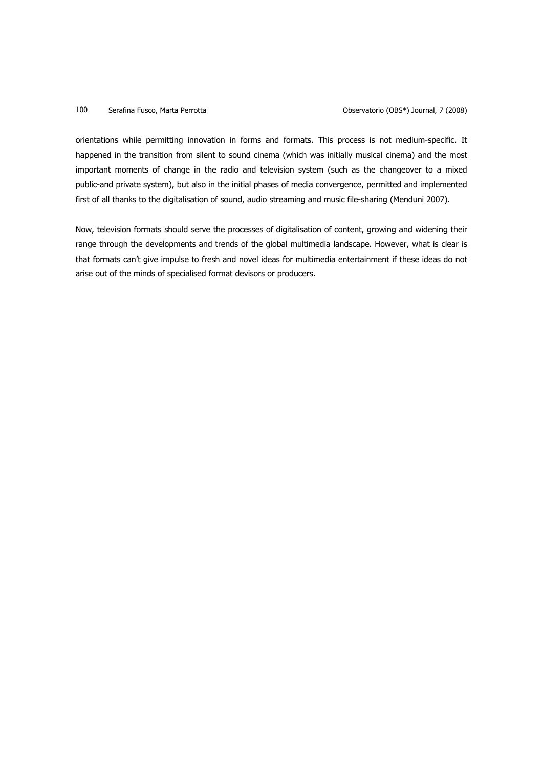orientations while permitting innovation in forms and formats. This process is not medium-specific. It happened in the transition from silent to sound cinema (which was initially musical cinema) and the most important moments of change in the radio and television system (such as the changeover to a mixed public-and private system), but also in the initial phases of media convergence, permitted and implemented first of all thanks to the digitalisation of sound, audio streaming and music file-sharing (Menduni 2007).

Now, television formats should serve the processes of digitalisation of content, growing and widening their range through the developments and trends of the global multimedia landscape. However, what is clear is that formats can't give impulse to fresh and novel ideas for multimedia entertainment if these ideas do not arise out of the minds of specialised format devisors or producers.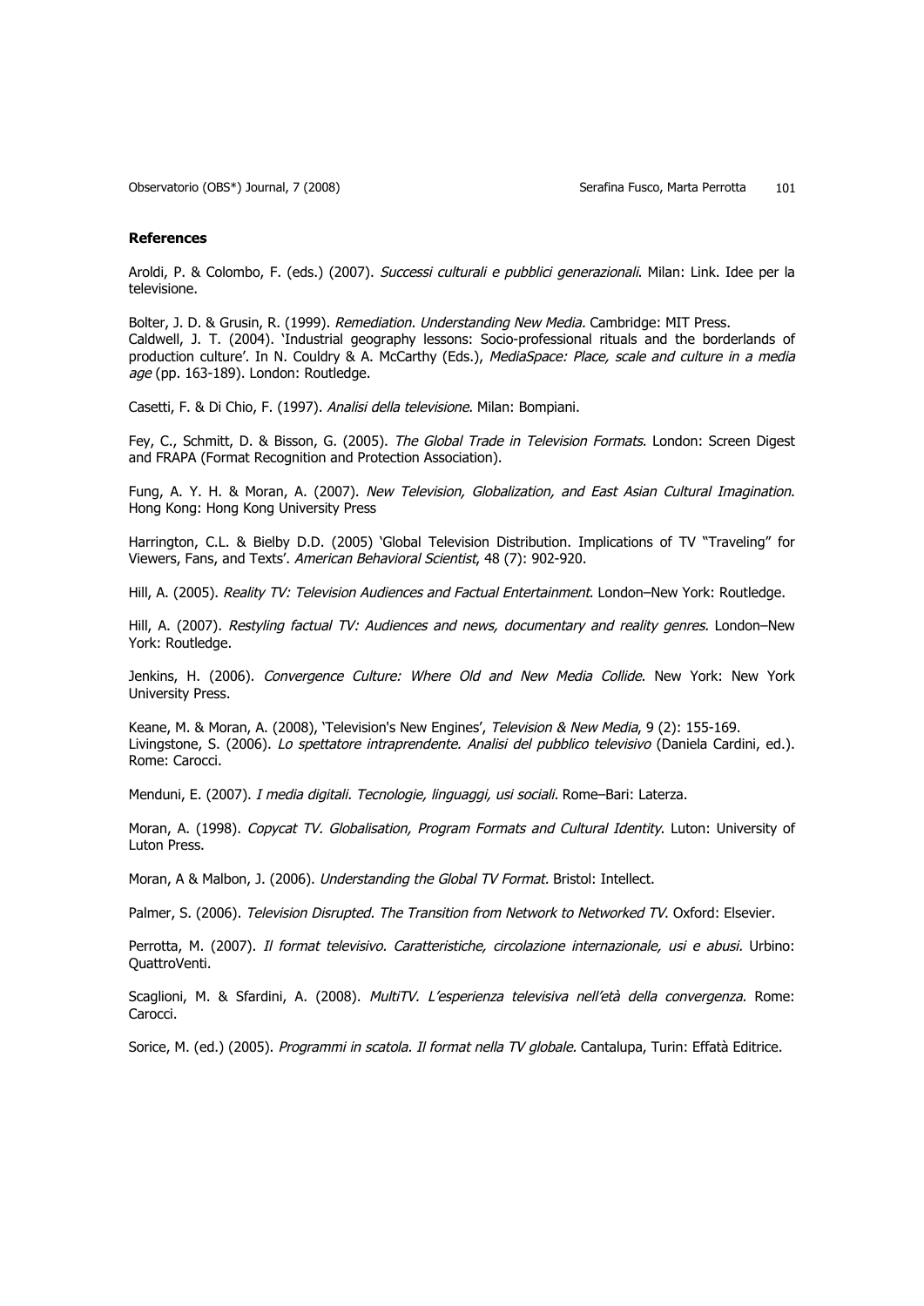**References**

Aroldi, P. & Colombo, F. (eds.) (2007). *Successi culturali e pubblici generazionali*. Milan: Link. Idee per la televisione.

Bolter, J. D. & Grusin, R. (1999). *Remediation. Understanding New Media.* Cambridge: MIT Press.

Caldwell, J. T. (2004). 'Industrial geography lessons: Socio-professional rituals and the borderlands of production culture'. In N. Couldry & A. McCarthy (Eds.), *MediaSpace: Place, scale and culture in a media age* (pp. 163-189). London: Routledge.

Casetti, F. & Di Chio, F. (1997). *Analisi della televisione*. Milan: Bompiani.

Fey, C., Schmitt, D. & Bisson, G. (2005). *The Global Trade in Television Formats*. London: Screen Digest and FRAPA (Format Recognition and Protection Association).

Fung, A. Y. H. & Moran, A. (2007). *New Television, Globalization, and East Asian Cultural Imagination*. Hong Kong: Hong Kong University Press

Harrington, C.L. & Bielby D.D. (2005) 'Global Television Distribution. Implications of TV "Traveling" for Viewers, Fans, and Texts'. *American Behavioral Scientist*, 48 (7): 902-920.

Hill, A. (2005). *Reality TV: Television Audiences and Factual Entertainment*. London–New York: Routledge.

Hill, A. (2007). *Restyling factual TV: Audiences and news, documentary and reality genres.* London–New York: Routledge.

Jenkins, H. (2006). *Convergence Culture: Where Old and New Media Collide*. New York: New York University Press.

Keane, M. & Moran, A. (2008), 'Television's New Engines', *Television & New Media*, 9 (2): 155-169.

Livingstone, S. (2006). *Lo spettatore intraprendente. Analisi del pubblico televisivo* (Daniela Cardini, ed.). Rome: Carocci.

Menduni, E. (2007). *I media digitali. Tecnologie, linguaggi, usi sociali*. Rome–Bari: Laterza.

Moran, A. (1998). *Copycat TV. Globalisation, Program Formats and Cultural Identity*. Luton: University of Luton Press.

Moran, A & Malbon, J. (2006). *Understanding the Global TV Format*. Bristol: Intellect.

Palmer, S. (2006). *Television Disrupted. The Transition from Network to Networked TV*. Oxford: Elsevier.

Perrotta, M. (2007). *Il format televisivo. Caratteristiche, circolazione internazionale, usi e abusi.* Urbino: QuattroVenti.

Scaglioni, M. & Sfardini, A. (2008). *MultiTV. L'esperienza televisiva nell'età della convergenza.* Rome: Carocci.

Sorice, M. (ed.) (2005). *Programmi in scatola. Il format nella TV globale*. Cantalupa, Turin: Effatà Editrice.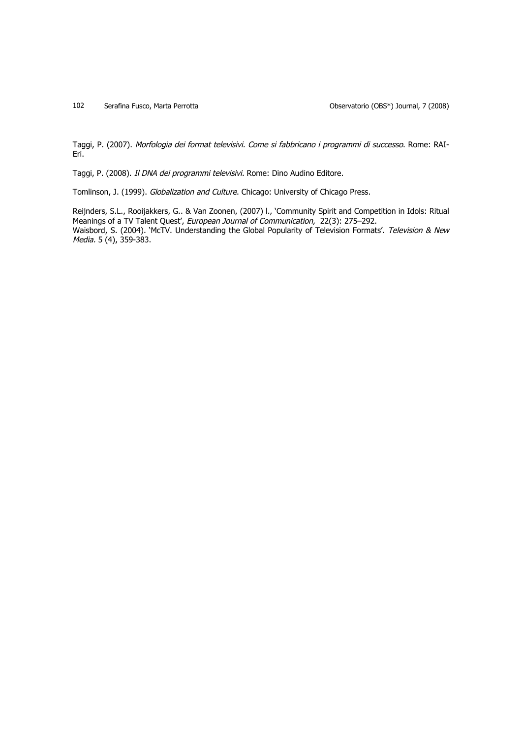Taggi, P. (2007). *Morfologia dei format televisivi. Come si fabbricano i programmi di successo*. Rome: RAI-Eri.

Taggi, P. (2008). *Il DNA dei programmi televisivi.* Rome: Dino Audino Editore.

Tomlinson, J. (1999). *Globalization and Culture*. Chicago: University of Chicago Press.

Reijnders, S.L., Rooijakkers, G.. & Van Zoonen, (2007) l., 'Community Spirit and Competition in Idols: Ritual Meanings of a TV Talent Quest', *European Journal of Communication,* 22(3): 275–292.
Waisbord, S. (2004). 'McTV. Understanding the Global Popularity of Television Formats'. *Television & New Media.* 5 (4), 359-383.